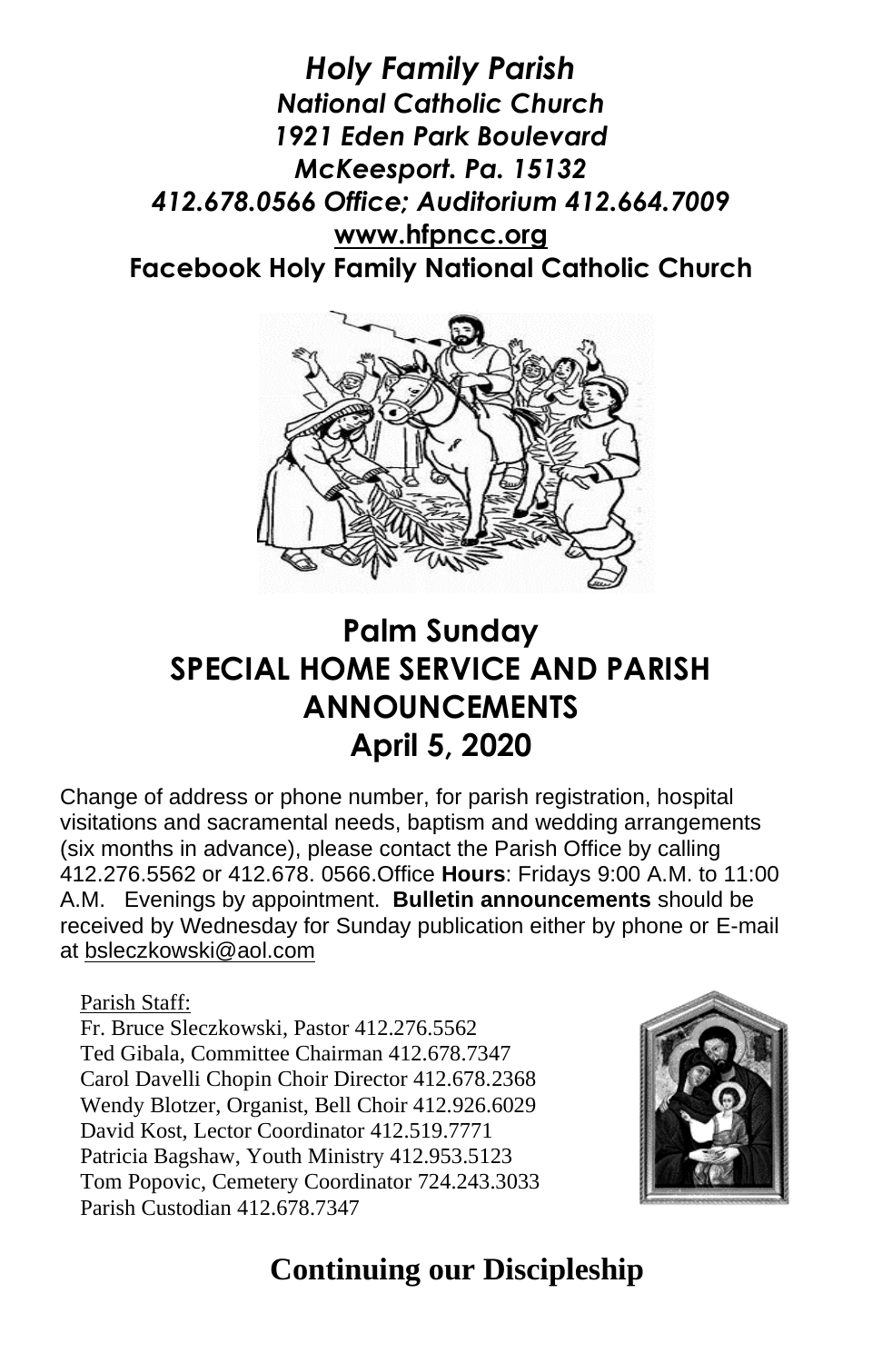# *Holy Family Parish*

***National Catholic Church***
***1921 Eden Park Boulevard***
***McKeesport. Pa. 15132***
***412.678.0566 Office; Auditorium 412.664.7009***
**www.hfpncc.org**
**Facebook Holy Family National Catholic Church**

# Palm Sunday
# SPECIAL HOME SERVICE AND PARISH ANNOUNCEMENTS
# April 5, 2020

Change of address or phone number, for parish registration, hospital visitations and sacramental needs, baptism and wedding arrangements (six months in advance), please contact the Parish Office by calling 412.276.5562 or 412.678. 0566.Office **Hours**: Fridays 9:00 A.M. to 11:00 A.M. Evenings by appointment. **Bulletin announcements** should be received by Wednesday for Sunday publication either by phone or E-mail at bsleczkowski@aol.com

Parish Staff:
Fr. Bruce Sleczkowski, Pastor 412.276.5562
Ted Gibala, Committee Chairman 412.678.7347
Carol Davelli Chopin Choir Director 412.678.2368
Wendy Blotzer, Organist, Bell Choir 412.926.6029
David Kost, Lector Coordinator 412.519.7771
Patricia Bagshaw, Youth Ministry 412.953.5123
Tom Popovic, Cemetery Coordinator 724.243.3033
Parish Custodian 412.678.7347

## Continuing our Discipleship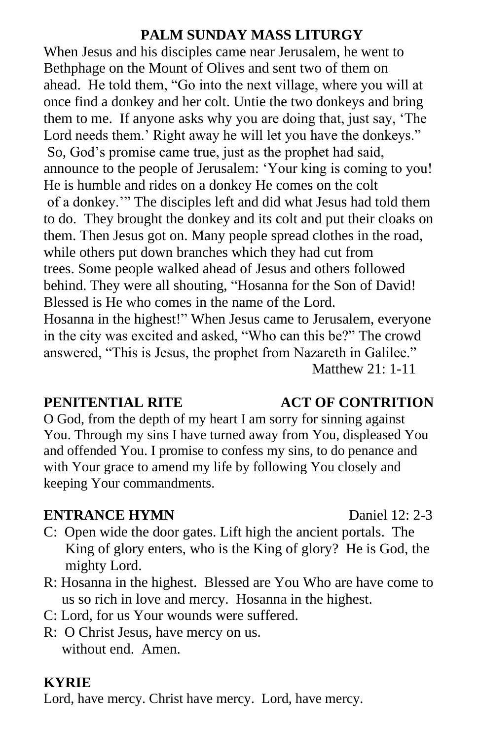## PALM SUNDAY MASS LITURGY

When Jesus and his disciples came near Jerusalem, he went to Bethphage on the Mount of Olives and sent two of them on ahead. He told them, "Go into the next village, where you will at once find a donkey and her colt. Untie the two donkeys and bring them to me. If anyone asks why you are doing that, just say, 'The Lord needs them.' Right away he will let you have the donkeys." So, God's promise came true, just as the prophet had said, announce to the people of Jerusalem: 'Your king is coming to you! He is humble and rides on a donkey He comes on the colt of a donkey.'" The disciples left and did what Jesus had told them to do. They brought the donkey and its colt and put their cloaks on them. Then Jesus got on. Many people spread clothes in the road, while others put down branches which they had cut from trees. Some people walked ahead of Jesus and others followed behind. They were all shouting, "Hosanna for the Son of David! Blessed is He who comes in the name of the Lord. Hosanna in the highest!" When Jesus came to Jerusalem, everyone in the city was excited and asked, "Who can this be?" The crowd answered, "This is Jesus, the prophet from Nazareth in Galilee."

Matthew 21: 1-11

**PENITENTIAL RITE** **ACT OF CONTRITION**

O God, from the depth of my heart I am sorry for sinning against You. Through my sins I have turned away from You, displeased You and offended You. I promise to confess my sins, to do penance and with Your grace to amend my life by following You closely and keeping Your commandments.

**ENTRANCE HYMN** Daniel 12: 2-3

C: Open wide the door gates. Lift high the ancient portals. The King of glory enters, who is the King of glory? He is God, the mighty Lord.

R: Hosanna in the highest. Blessed are You Who are have come to us so rich in love and mercy. Hosanna in the highest.

C: Lord, for us Your wounds were suffered.

R: O Christ Jesus, have mercy on us. without end. Amen.

**KYRIE**

Lord, have mercy. Christ have mercy. Lord, have mercy.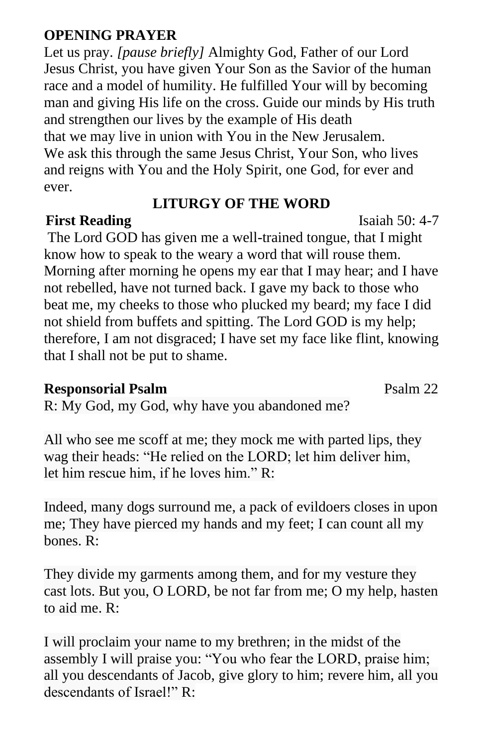## OPENING PRAYER

Let us pray. *[pause briefly]* Almighty God, Father of our Lord Jesus Christ, you have given Your Son as the Savior of the human race and a model of humility. He fulfilled Your will by becoming man and giving His life on the cross. Guide our minds by His truth and strengthen our lives by the example of His death that we may live in union with You in the New Jerusalem. We ask this through the same Jesus Christ, Your Son, who lives and reigns with You and the Holy Spirit, one God, for ever and ever.

## LITURGY OF THE WORD

**First Reading** Isaiah 50: 4-7

The Lord GOD has given me a well-trained tongue, that I might know how to speak to the weary a word that will rouse them. Morning after morning he opens my ear that I may hear; and I have not rebelled, have not turned back. I gave my back to those who beat me, my cheeks to those who plucked my beard; my face I did not shield from buffets and spitting. The Lord GOD is my help; therefore, I am not disgraced; I have set my face like flint, knowing that I shall not be put to shame.

**Responsorial Psalm** Psalm 22

R: My God, my God, why have you abandoned me?

All who see me scoff at me; they mock me with parted lips, they wag their heads: "He relied on the LORD; let him deliver him, let him rescue him, if he loves him." R:

Indeed, many dogs surround me, a pack of evildoers closes in upon me; They have pierced my hands and my feet; I can count all my bones. R:

They divide my garments among them, and for my vesture they cast lots. But you, O LORD, be not far from me; O my help, hasten to aid me. R:

I will proclaim your name to my brethren; in the midst of the assembly I will praise you: "You who fear the LORD, praise him; all you descendants of Jacob, give glory to him; revere him, all you descendants of Israel!" R: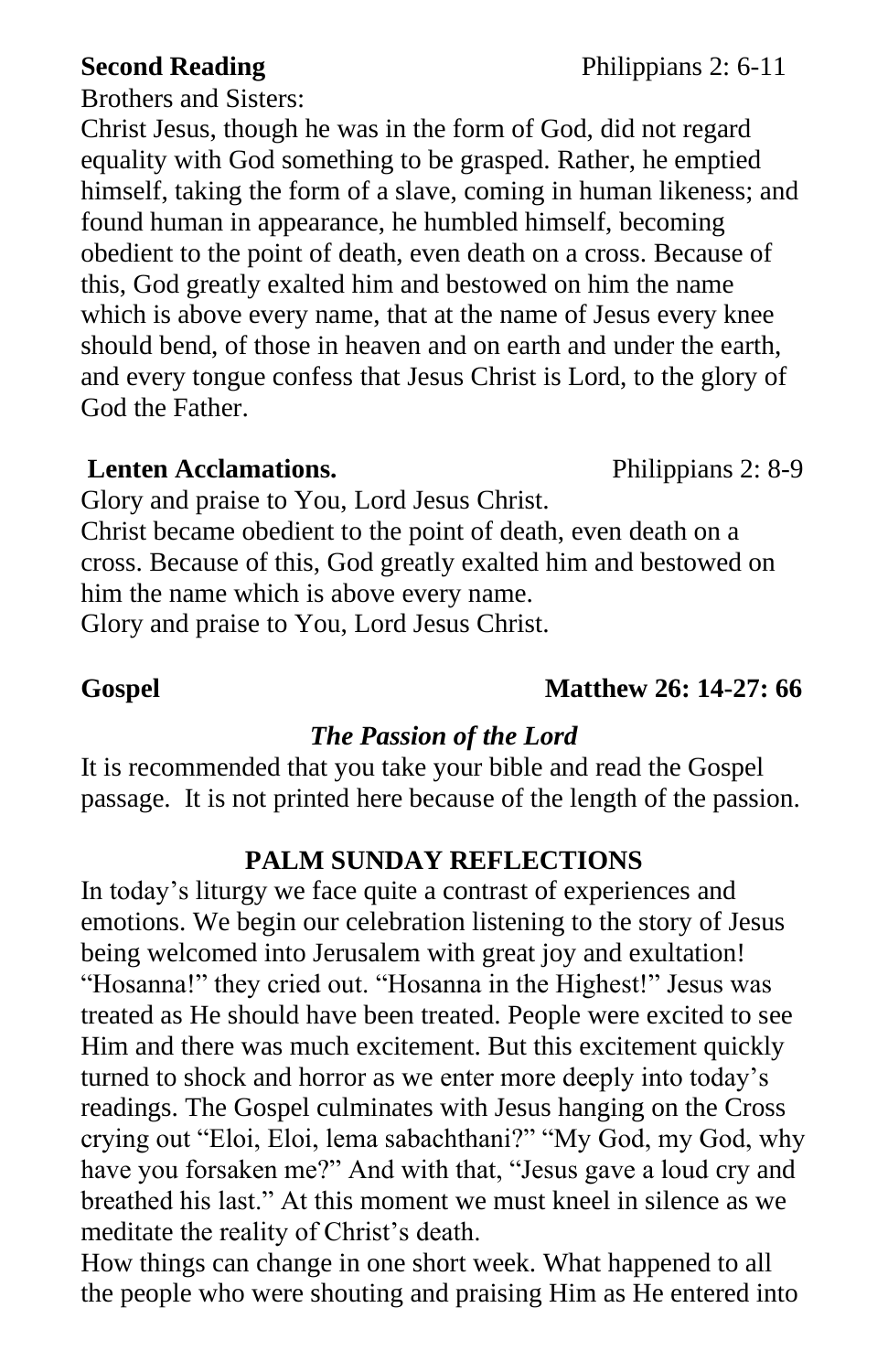**Second Reading** Philippians 2: 6-11

Brothers and Sisters:

Christ Jesus, though he was in the form of God, did not regard equality with God something to be grasped. Rather, he emptied himself, taking the form of a slave, coming in human likeness; and found human in appearance, he humbled himself, becoming obedient to the point of death, even death on a cross. Because of this, God greatly exalted him and bestowed on him the name which is above every name, that at the name of Jesus every knee should bend, of those in heaven and on earth and under the earth, and every tongue confess that Jesus Christ is Lord, to the glory of God the Father.

**Lenten Acclamations.** Philippians 2: 8-9

Glory and praise to You, Lord Jesus Christ.
Christ became obedient to the point of death, even death on a cross. Because of this, God greatly exalted him and bestowed on him the name which is above every name.
Glory and praise to You, Lord Jesus Christ.

**Gospel** **Matthew 26: 14-27: 66**

***The Passion of the Lord***

It is recommended that you take your bible and read the Gospel passage. It is not printed here because of the length of the passion.

## PALM SUNDAY REFLECTIONS

In today's liturgy we face quite a contrast of experiences and emotions. We begin our celebration listening to the story of Jesus being welcomed into Jerusalem with great joy and exultation! "Hosanna!" they cried out. "Hosanna in the Highest!" Jesus was treated as He should have been treated. People were excited to see Him and there was much excitement. But this excitement quickly turned to shock and horror as we enter more deeply into today's readings. The Gospel culminates with Jesus hanging on the Cross crying out "Eloi, Eloi, lema sabachthani?" "My God, my God, why have you forsaken me?" And with that, "Jesus gave a loud cry and breathed his last." At this moment we must kneel in silence as we meditate the reality of Christ's death.

How things can change in one short week. What happened to all the people who were shouting and praising Him as He entered into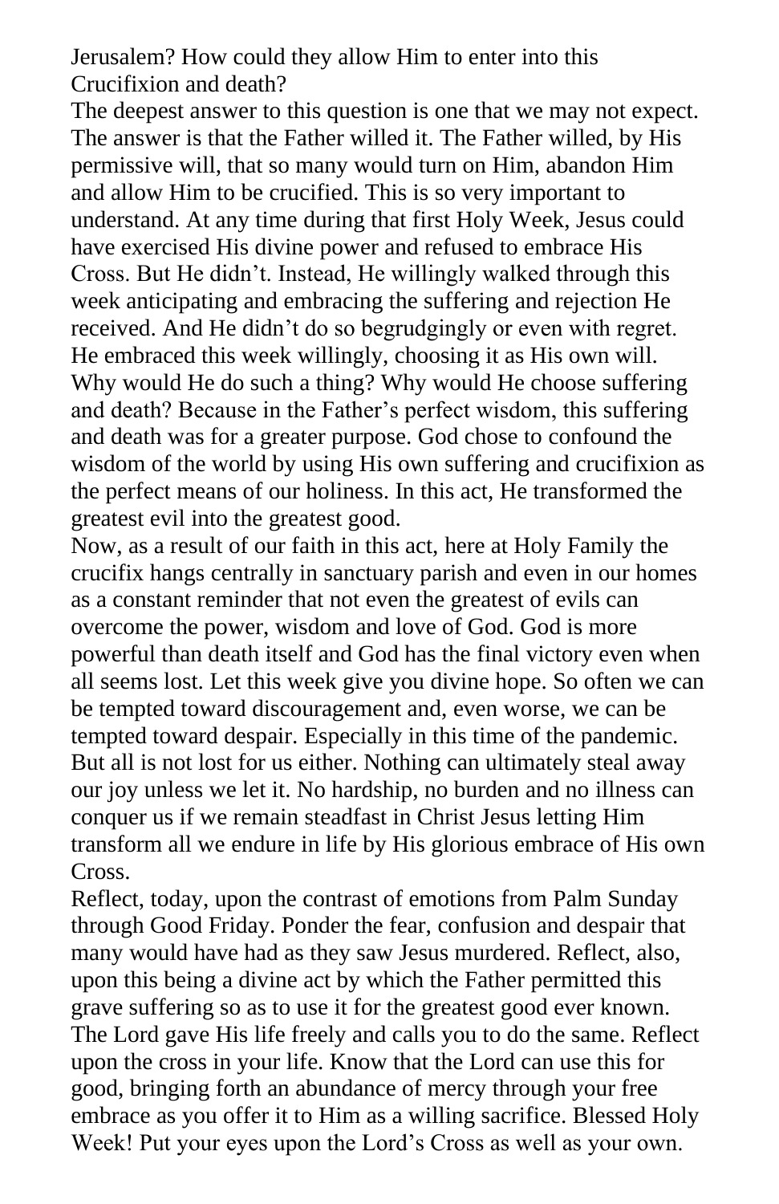Jerusalem? How could they allow Him to enter into this Crucifixion and death?

The deepest answer to this question is one that we may not expect. The answer is that the Father willed it. The Father willed, by His permissive will, that so many would turn on Him, abandon Him and allow Him to be crucified. This is so very important to understand. At any time during that first Holy Week, Jesus could have exercised His divine power and refused to embrace His Cross. But He didn't. Instead, He willingly walked through this week anticipating and embracing the suffering and rejection He received. And He didn't do so begrudgingly or even with regret. He embraced this week willingly, choosing it as His own will. Why would He do such a thing? Why would He choose suffering and death? Because in the Father's perfect wisdom, this suffering and death was for a greater purpose. God chose to confound the wisdom of the world by using His own suffering and crucifixion as the perfect means of our holiness. In this act, He transformed the greatest evil into the greatest good.

Now, as a result of our faith in this act, here at Holy Family the crucifix hangs centrally in sanctuary parish and even in our homes as a constant reminder that not even the greatest of evils can overcome the power, wisdom and love of God. God is more powerful than death itself and God has the final victory even when all seems lost. Let this week give you divine hope. So often we can be tempted toward discouragement and, even worse, we can be tempted toward despair. Especially in this time of the pandemic. But all is not lost for us either. Nothing can ultimately steal away our joy unless we let it. No hardship, no burden and no illness can conquer us if we remain steadfast in Christ Jesus letting Him transform all we endure in life by His glorious embrace of His own Cross.

Reflect, today, upon the contrast of emotions from Palm Sunday through Good Friday. Ponder the fear, confusion and despair that many would have had as they saw Jesus murdered. Reflect, also, upon this being a divine act by which the Father permitted this grave suffering so as to use it for the greatest good ever known. The Lord gave His life freely and calls you to do the same. Reflect upon the cross in your life. Know that the Lord can use this for good, bringing forth an abundance of mercy through your free embrace as you offer it to Him as a willing sacrifice. Blessed Holy Week! Put your eyes upon the Lord's Cross as well as your own.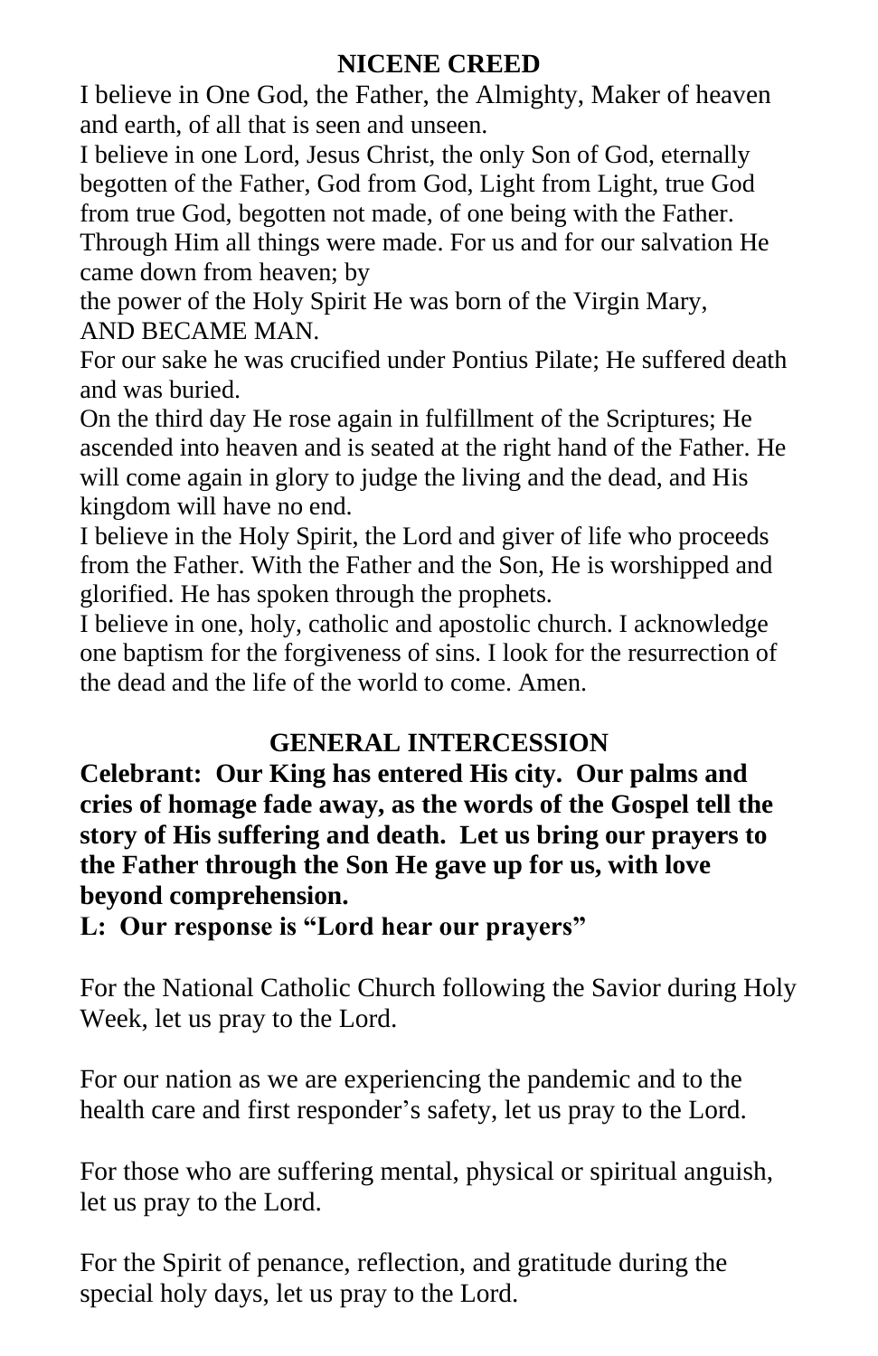## NICENE CREED

I believe in One God, the Father, the Almighty, Maker of heaven and earth, of all that is seen and unseen.

I believe in one Lord, Jesus Christ, the only Son of God, eternally begotten of the Father, God from God, Light from Light, true God from true God, begotten not made, of one being with the Father. Through Him all things were made. For us and for our salvation He came down from heaven; by the power of the Holy Spirit He was born of the Virgin Mary, AND BECAME MAN.

For our sake he was crucified under Pontius Pilate; He suffered death and was buried.

On the third day He rose again in fulfillment of the Scriptures; He ascended into heaven and is seated at the right hand of the Father. He will come again in glory to judge the living and the dead, and His kingdom will have no end.

I believe in the Holy Spirit, the Lord and giver of life who proceeds from the Father. With the Father and the Son, He is worshipped and glorified. He has spoken through the prophets.

I believe in one, holy, catholic and apostolic church. I acknowledge one baptism for the forgiveness of sins. I look for the resurrection of the dead and the life of the world to come. Amen.

## GENERAL INTERCESSION

**Celebrant: Our King has entered His city. Our palms and cries of homage fade away, as the words of the Gospel tell the story of His suffering and death. Let us bring our prayers to the Father through the Son He gave up for us, with love beyond comprehension.**

**L: Our response is "Lord hear our prayers"**

For the National Catholic Church following the Savior during Holy Week, let us pray to the Lord.

For our nation as we are experiencing the pandemic and to the health care and first responder's safety, let us pray to the Lord.

For those who are suffering mental, physical or spiritual anguish, let us pray to the Lord.

For the Spirit of penance, reflection, and gratitude during the special holy days, let us pray to the Lord.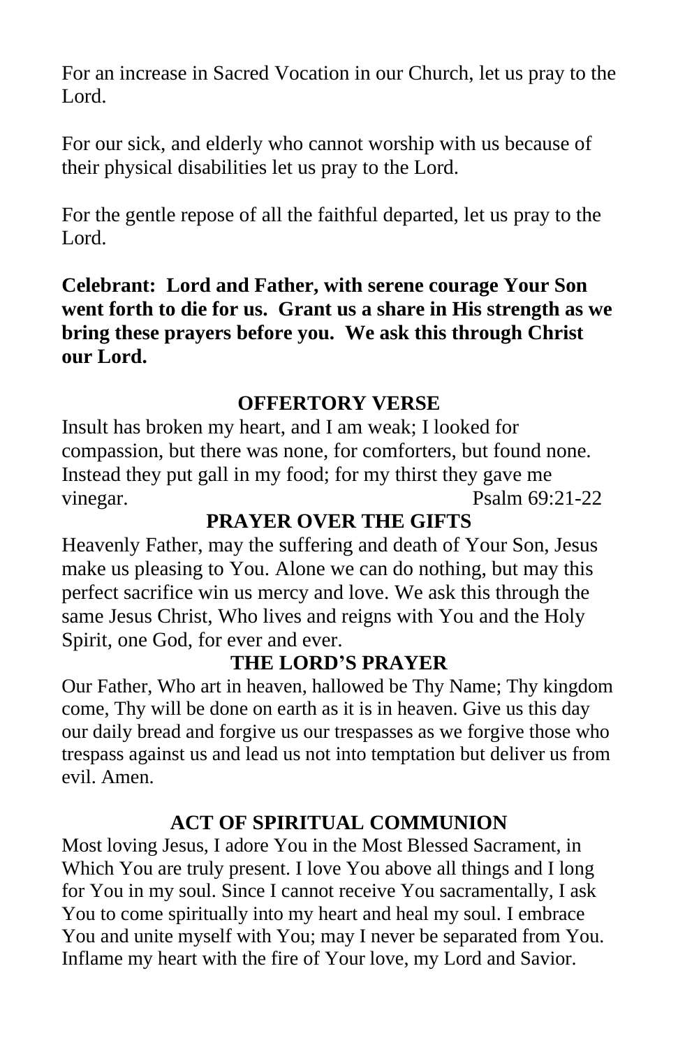For an increase in Sacred Vocation in our Church, let us pray to the Lord.

For our sick, and elderly who cannot worship with us because of their physical disabilities let us pray to the Lord.

For the gentle repose of all the faithful departed, let us pray to the Lord.

**Celebrant: Lord and Father, with serene courage Your Son went forth to die for us. Grant us a share in His strength as we bring these prayers before you. We ask this through Christ our Lord.**

## OFFERTORY VERSE

Insult has broken my heart, and I am weak; I looked for compassion, but there was none, for comforters, but found none. Instead they put gall in my food; for my thirst they gave me vinegar. Psalm 69:21-22

## PRAYER OVER THE GIFTS

Heavenly Father, may the suffering and death of Your Son, Jesus make us pleasing to You. Alone we can do nothing, but may this perfect sacrifice win us mercy and love. We ask this through the same Jesus Christ, Who lives and reigns with You and the Holy Spirit, one God, for ever and ever.

## THE LORD'S PRAYER

Our Father, Who art in heaven, hallowed be Thy Name; Thy kingdom come, Thy will be done on earth as it is in heaven. Give us this day our daily bread and forgive us our trespasses as we forgive those who trespass against us and lead us not into temptation but deliver us from evil. Amen.

## ACT OF SPIRITUAL COMMUNION

Most loving Jesus, I adore You in the Most Blessed Sacrament, in Which You are truly present. I love You above all things and I long for You in my soul. Since I cannot receive You sacramentally, I ask You to come spiritually into my heart and heal my soul. I embrace You and unite myself with You; may I never be separated from You. Inflame my heart with the fire of Your love, my Lord and Savior.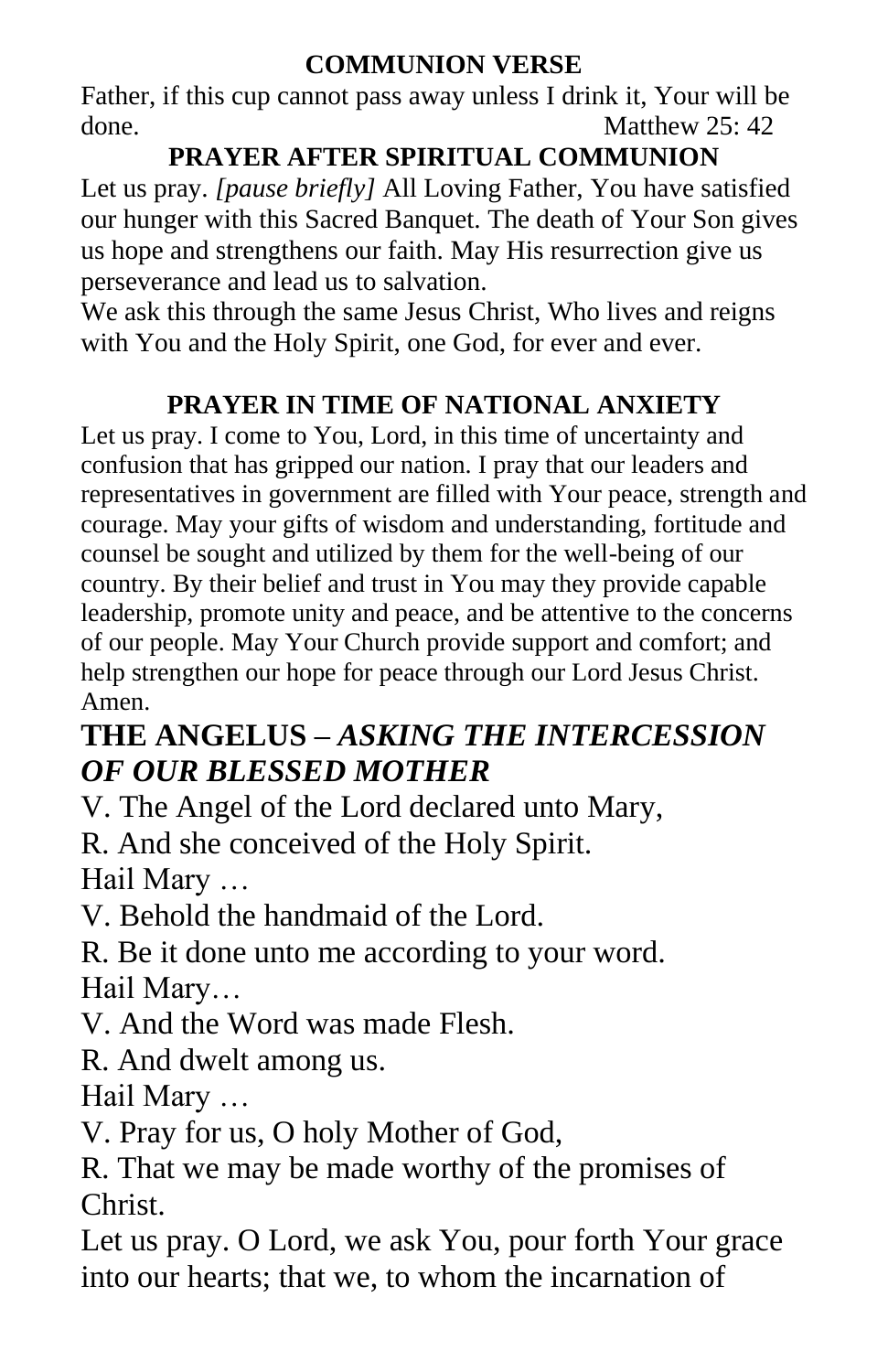**COMMUNION VERSE**

Father, if this cup cannot pass away unless I drink it, Your will be done. Matthew 25: 42

**PRAYER AFTER SPIRITUAL COMMUNION**

Let us pray. *[pause briefly]* All Loving Father, You have satisfied our hunger with this Sacred Banquet. The death of Your Son gives us hope and strengthens our faith. May His resurrection give us perseverance and lead us to salvation.

We ask this through the same Jesus Christ, Who lives and reigns with You and the Holy Spirit, one God, for ever and ever.

**PRAYER IN TIME OF NATIONAL ANXIETY**

Let us pray. I come to You, Lord, in this time of uncertainty and confusion that has gripped our nation. I pray that our leaders and representatives in government are filled with Your peace, strength and courage. May your gifts of wisdom and understanding, fortitude and counsel be sought and utilized by them for the well-being of our country. By their belief and trust in You may they provide capable leadership, promote unity and peace, and be attentive to the concerns of our people. May Your Church provide support and comfort; and help strengthen our hope for peace through our Lord Jesus Christ. Amen.

## THE ANGELUS – *ASKING THE INTERCESSION OF OUR BLESSED MOTHER*

V. The Angel of the Lord declared unto Mary,

R. And she conceived of the Holy Spirit.

Hail Mary …

V. Behold the handmaid of the Lord.

R. Be it done unto me according to your word.

Hail Mary…

V. And the Word was made Flesh.

R. And dwelt among us.

Hail Mary …

V. Pray for us, O holy Mother of God,

R. That we may be made worthy of the promises of Christ.

Let us pray. O Lord, we ask You, pour forth Your grace into our hearts; that we, to whom the incarnation of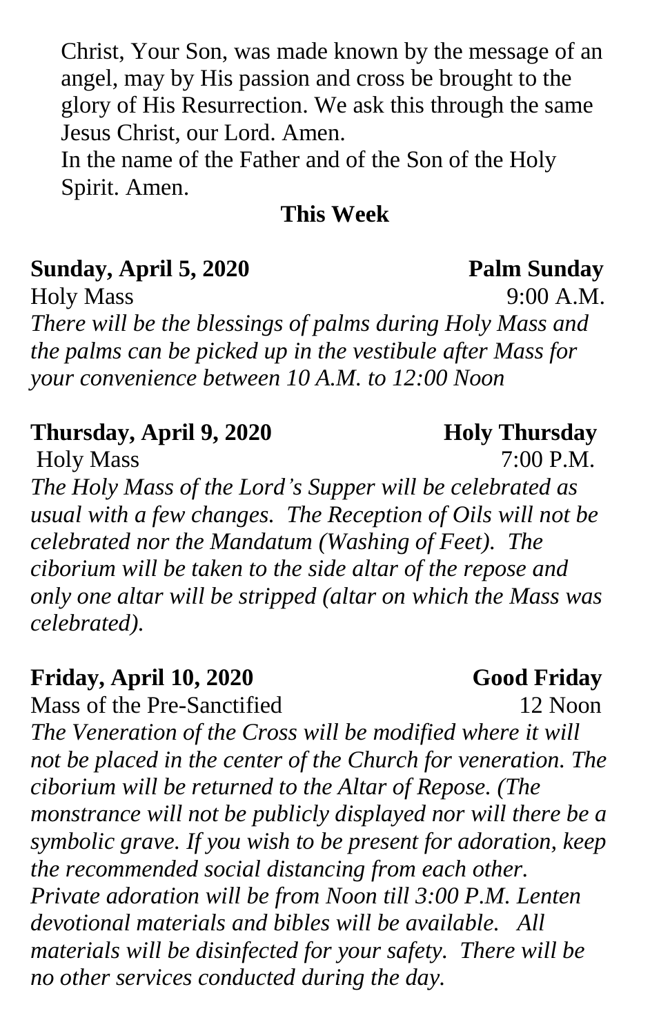Christ, Your Son, was made known by the message of an angel, may by His passion and cross be brought to the glory of His Resurrection. We ask this through the same Jesus Christ, our Lord. Amen.
In the name of the Father and of the Son of the Holy Spirit. Amen.

## This Week

**Sunday, April 5, 2020** **Palm Sunday**

Holy Mass 9:00 A.M.

*There will be the blessings of palms during Holy Mass and the palms can be picked up in the vestibule after Mass for your convenience between 10 A.M. to 12:00 Noon*

**Thursday, April 9, 2020** **Holy Thursday**

Holy Mass 7:00 P.M.

*The Holy Mass of the Lord's Supper will be celebrated as usual with a few changes. The Reception of Oils will not be celebrated nor the Mandatum (Washing of Feet). The ciborium will be taken to the side altar of the repose and only one altar will be stripped (altar on which the Mass was celebrated).*

**Friday, April 10, 2020** **Good Friday**

Mass of the Pre-Sanctified 12 Noon

*The Veneration of the Cross will be modified where it will not be placed in the center of the Church for veneration. The ciborium will be returned to the Altar of Repose. (The monstrance will not be publicly displayed nor will there be a symbolic grave. If you wish to be present for adoration, keep the recommended social distancing from each other. Private adoration will be from Noon till 3:00 P.M. Lenten devotional materials and bibles will be available. All materials will be disinfected for your safety. There will be no other services conducted during the day.*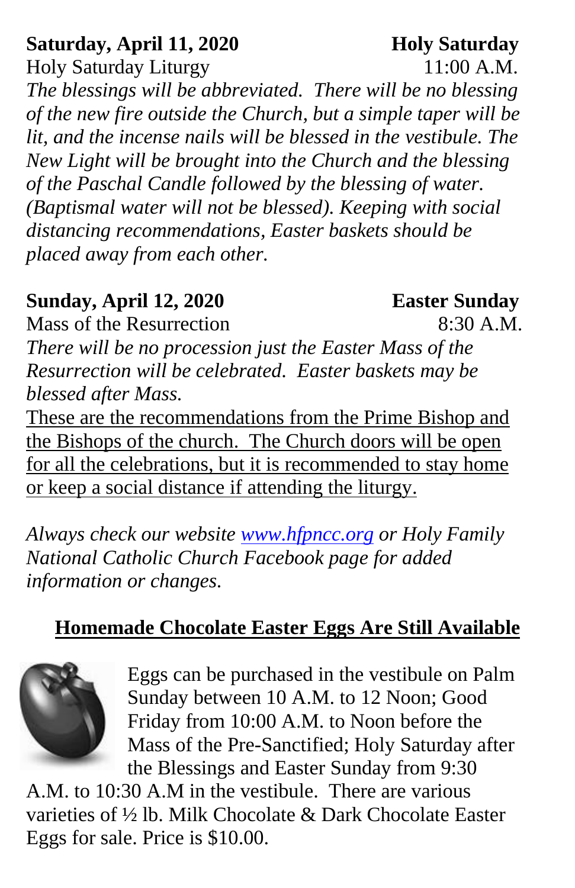**Saturday, April 11, 2020** **Holy Saturday**

Holy Saturday Liturgy 11:00 A.M.

*The blessings will be abbreviated. There will be no blessing of the new fire outside the Church, but a simple taper will be lit, and the incense nails will be blessed in the vestibule. The New Light will be brought into the Church and the blessing of the Paschal Candle followed by the blessing of water. (Baptismal water will not be blessed). Keeping with social distancing recommendations, Easter baskets should be placed away from each other.*

**Sunday, April 12, 2020** **Easter Sunday**

Mass of the Resurrection 8:30 A.M.

*There will be no procession just the Easter Mass of the Resurrection will be celebrated. Easter baskets may be blessed after Mass.*

These are the recommendations from the Prime Bishop and the Bishops of the church. The Church doors will be open for all the celebrations, but it is recommended to stay home or keep a social distance if attending the liturgy.

*Always check our website [www.hfpncc.org](http://www.hfpncc.org) or Holy Family National Catholic Church Facebook page for added information or changes.*

## Homemade Chocolate Easter Eggs Are Still Available

Eggs can be purchased in the vestibule on Palm Sunday between 10 A.M. to 12 Noon; Good Friday from 10:00 A.M. to Noon before the Mass of the Pre-Sanctified; Holy Saturday after the Blessings and Easter Sunday from 9:30 A.M. to 10:30 A.M in the vestibule. There are various varieties of ½ lb. Milk Chocolate & Dark Chocolate Easter Eggs for sale. Price is $10.00.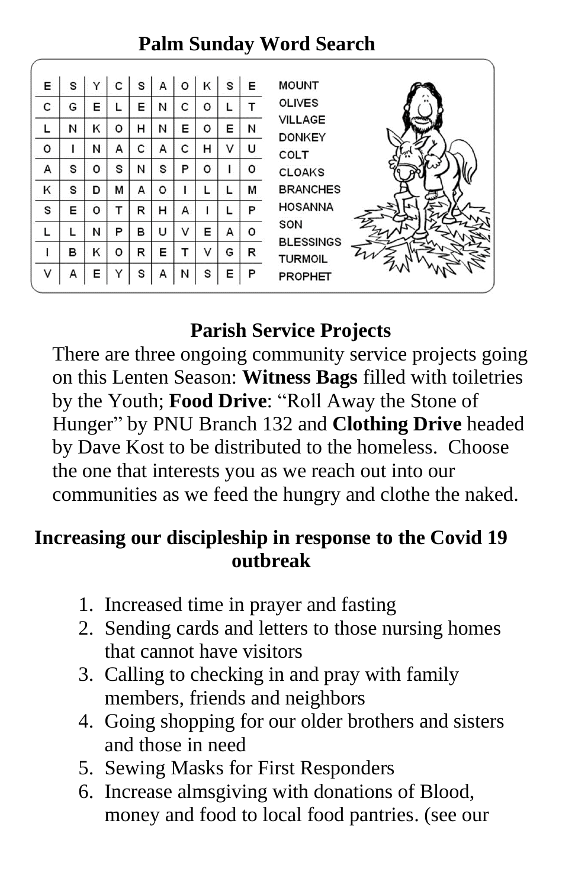## Palm Sunday Word Search

| | | | | | | | | | |
|---|---|---|---|---|---|---|---|---|---|
| E | S | Y | C | S | A | O | K | S | E |
| C | G | E | L | E | N | C | O | L | T |
| L | N | K | O | H | N | E | O | E | N |
| O | I | N | A | C | A | C | H | V | U |
| A | S | O | S | N | S | P | O | I | O |
| K | S | D | M | A | O | I | L | L | M |
| S | E | O | T | R | H | A | I | L | P |
| L | L | N | P | B | U | V | E | A | O |
| I | B | K | O | R | E | T | V | G | R |
| V | A | E | Y | S | A | N | S | E | P |

MOUNT
OLIVES
VILLAGE
DONKEY
COLT
CLOAKS
BRANCHES
HOSANNA
SON
BLESSINGS
TURMOIL
PROPHET

## Parish Service Projects

There are three ongoing community service projects going on this Lenten Season: **Witness Bags** filled with toiletries by the Youth; **Food Drive**: "Roll Away the Stone of Hunger" by PNU Branch 132 and **Clothing Drive** headed by Dave Kost to be distributed to the homeless. Choose the one that interests you as we reach out into our communities as we feed the hungry and clothe the naked.

## Increasing our discipleship in response to the Covid 19 outbreak

1. Increased time in prayer and fasting
2. Sending cards and letters to those nursing homes that cannot have visitors
3. Calling to checking in and pray with family members, friends and neighbors
4. Going shopping for our older brothers and sisters and those in need
5. Sewing Masks for First Responders
6. Increase almsgiving with donations of Blood, money and food to local food pantries. (see our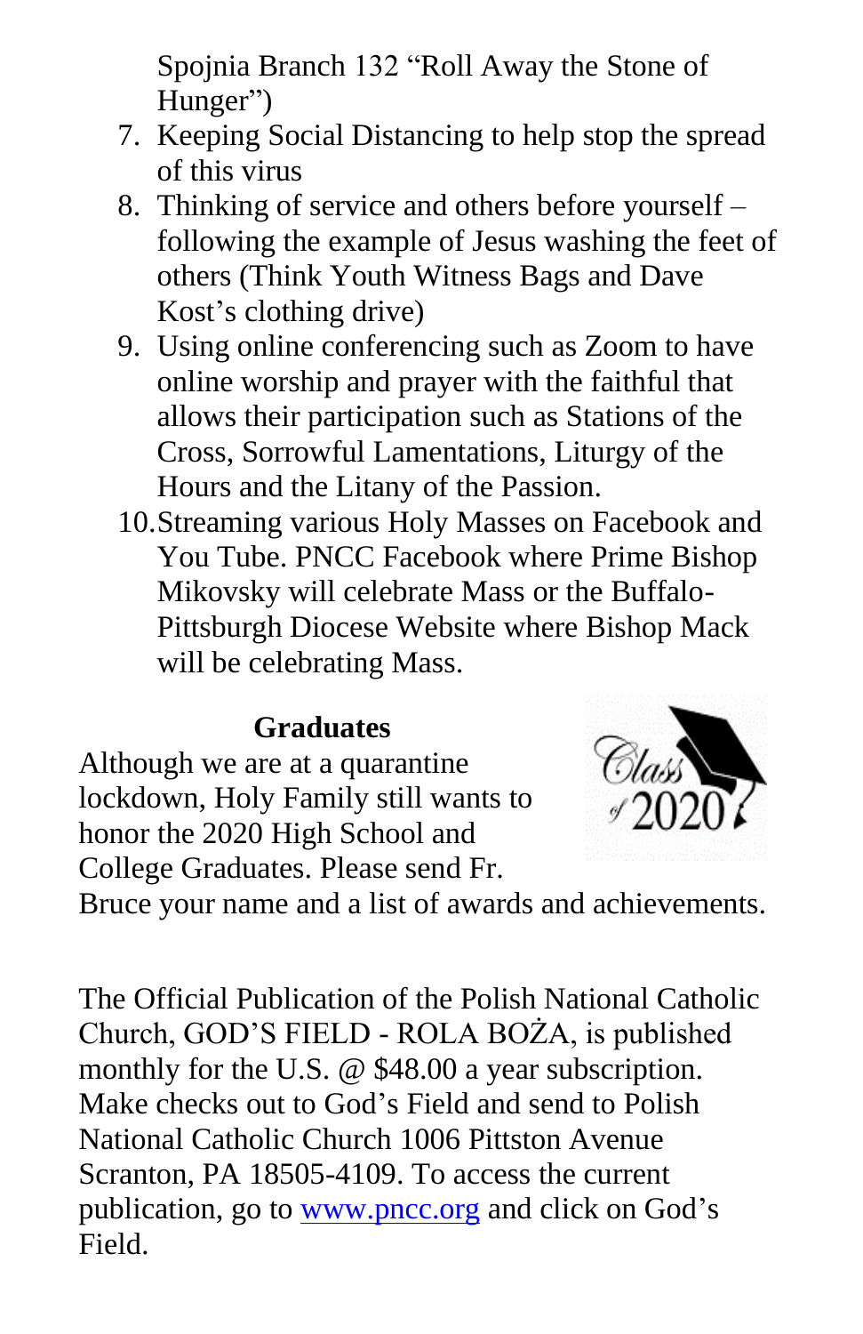Spojnia Branch 132 "Roll Away the Stone of Hunger")

7. Keeping Social Distancing to help stop the spread of this virus
8. Thinking of service and others before yourself – following the example of Jesus washing the feet of others (Think Youth Witness Bags and Dave Kost's clothing drive)
9. Using online conferencing such as Zoom to have online worship and prayer with the faithful that allows their participation such as Stations of the Cross, Sorrowful Lamentations, Liturgy of the Hours and the Litany of the Passion.
10. Streaming various Holy Masses on Facebook and You Tube. PNCC Facebook where Prime Bishop Mikovsky will celebrate Mass or the Buffalo-Pittsburgh Diocese Website where Bishop Mack will be celebrating Mass.

## Graduates

Although we are at a quarantine lockdown, Holy Family still wants to honor the 2020 High School and College Graduates. Please send Fr. Bruce your name and a list of awards and achievements.

The Official Publication of the Polish National Catholic Church, GOD'S FIELD - ROLA BOŻA, is published monthly for the U.S. @ $48.00 a year subscription. Make checks out to God's Field and send to Polish National Catholic Church 1006 Pittston Avenue Scranton, PA 18505-4109. To access the current publication, go to [www.pncc.org](http://www.pncc.org) and click on God's Field.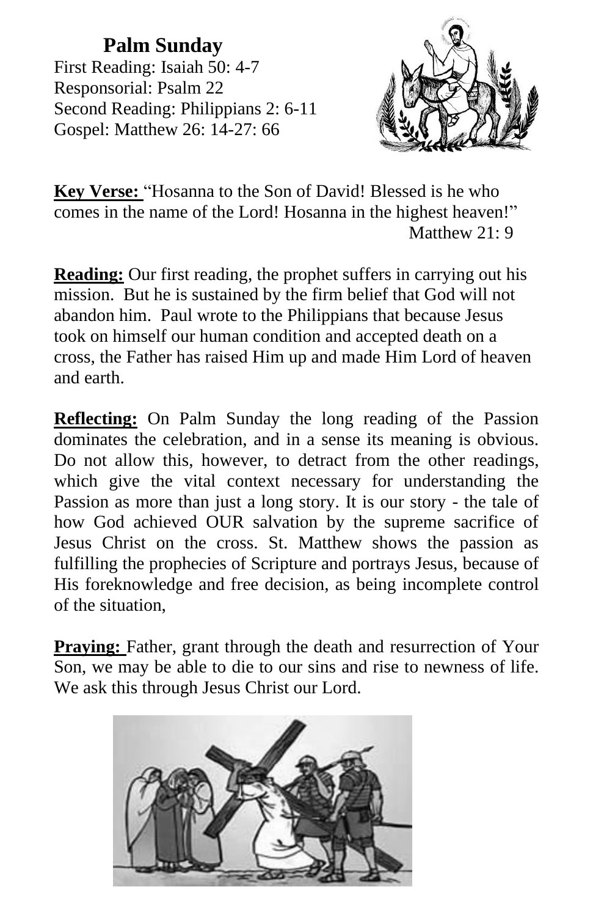## Palm Sunday

First Reading: Isaiah 50: 4-7
Responsorial: Psalm 22
Second Reading: Philippians 2: 6-11
Gospel: Matthew 26: 14-27: 66

**Key Verse:** "Hosanna to the Son of David! Blessed is he who comes in the name of the Lord! Hosanna in the highest heaven!"
Matthew 21: 9

**Reading:** Our first reading, the prophet suffers in carrying out his mission. But he is sustained by the firm belief that God will not abandon him. Paul wrote to the Philippians that because Jesus took on himself our human condition and accepted death on a cross, the Father has raised Him up and made Him Lord of heaven and earth.

**Reflecting:** On Palm Sunday the long reading of the Passion dominates the celebration, and in a sense its meaning is obvious. Do not allow this, however, to detract from the other readings, which give the vital context necessary for understanding the Passion as more than just a long story. It is our story - the tale of how God achieved OUR salvation by the supreme sacrifice of Jesus Christ on the cross. St. Matthew shows the passion as fulfilling the prophecies of Scripture and portrays Jesus, because of His foreknowledge and free decision, as being incomplete control of the situation,

**Praying:** Father, grant through the death and resurrection of Your Son, we may be able to die to our sins and rise to newness of life. We ask this through Jesus Christ our Lord.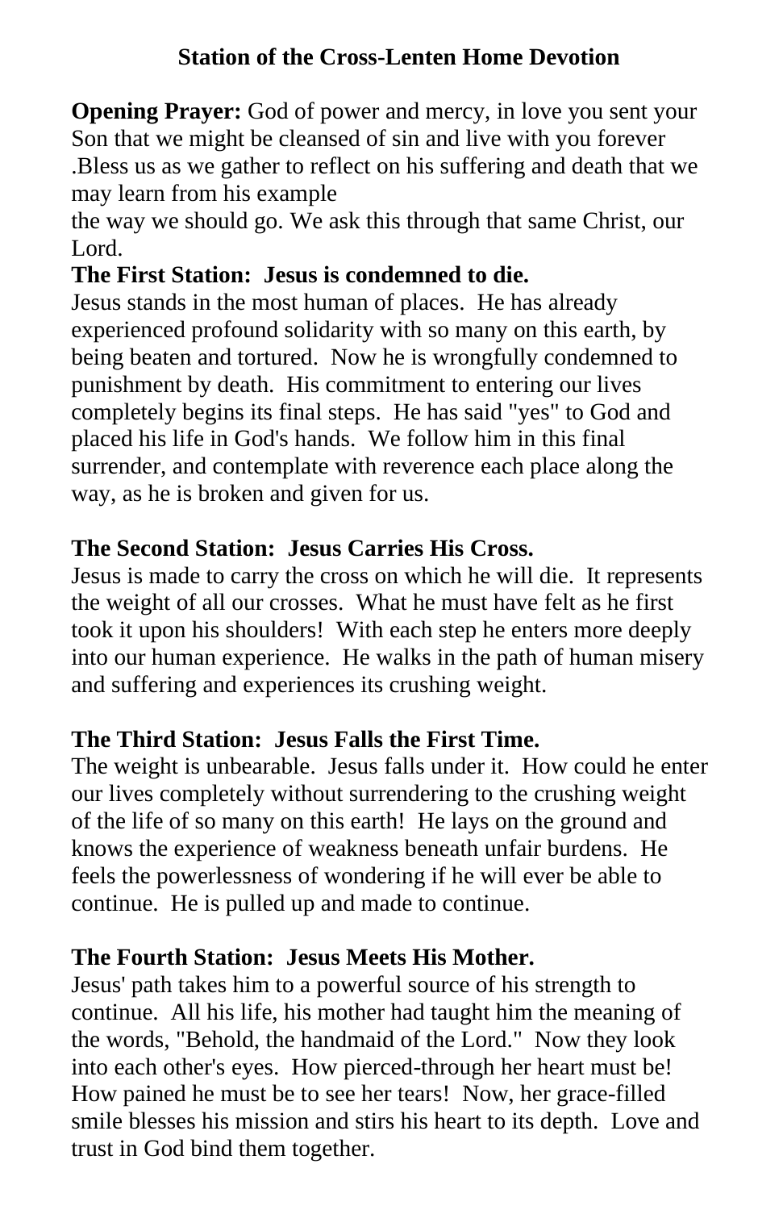**Station of the Cross-Lenten Home Devotion**

**Opening Prayer:** God of power and mercy, in love you sent your Son that we might be cleansed of sin and live with you forever .Bless us as we gather to reflect on his suffering and death that we may learn from his example
the way we should go. We ask this through that same Christ, our Lord.

**The First Station: Jesus is condemned to die.**
Jesus stands in the most human of places. He has already experienced profound solidarity with so many on this earth, by being beaten and tortured. Now he is wrongfully condemned to punishment by death. His commitment to entering our lives completely begins its final steps. He has said "yes" to God and placed his life in God's hands. We follow him in this final surrender, and contemplate with reverence each place along the way, as he is broken and given for us.

**The Second Station: Jesus Carries His Cross.**
Jesus is made to carry the cross on which he will die. It represents the weight of all our crosses. What he must have felt as he first took it upon his shoulders! With each step he enters more deeply into our human experience. He walks in the path of human misery and suffering and experiences its crushing weight.

**The Third Station: Jesus Falls the First Time.**
The weight is unbearable. Jesus falls under it. How could he enter our lives completely without surrendering to the crushing weight of the life of so many on this earth! He lays on the ground and knows the experience of weakness beneath unfair burdens. He feels the powerlessness of wondering if he will ever be able to continue. He is pulled up and made to continue.

**The Fourth Station: Jesus Meets His Mother.**
Jesus' path takes him to a powerful source of his strength to continue. All his life, his mother had taught him the meaning of the words, "Behold, the handmaid of the Lord." Now they look into each other's eyes. How pierced-through her heart must be! How pained he must be to see her tears! Now, her grace-filled smile blesses his mission and stirs his heart to its depth. Love and trust in God bind them together.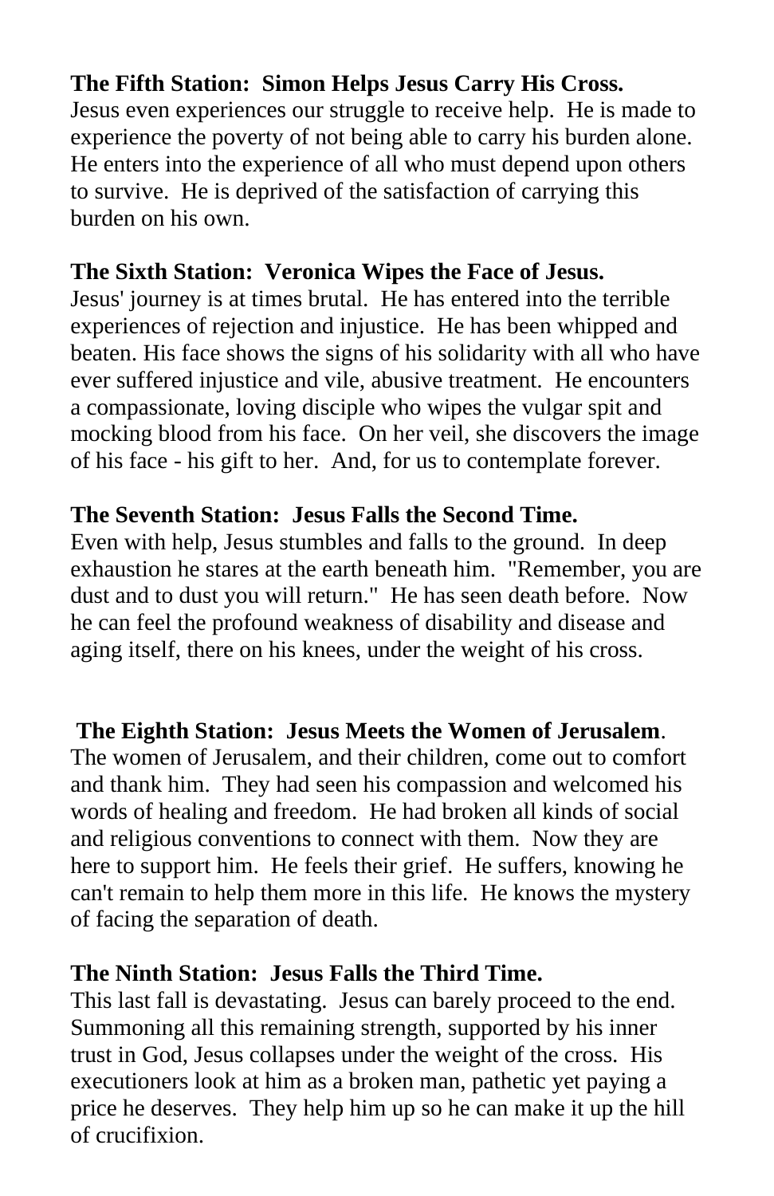**The Fifth Station: Simon Helps Jesus Carry His Cross.**

Jesus even experiences our struggle to receive help. He is made to experience the poverty of not being able to carry his burden alone. He enters into the experience of all who must depend upon others to survive. He is deprived of the satisfaction of carrying this burden on his own.

**The Sixth Station: Veronica Wipes the Face of Jesus.**

Jesus' journey is at times brutal. He has entered into the terrible experiences of rejection and injustice. He has been whipped and beaten. His face shows the signs of his solidarity with all who have ever suffered injustice and vile, abusive treatment. He encounters a compassionate, loving disciple who wipes the vulgar spit and mocking blood from his face. On her veil, she discovers the image of his face - his gift to her. And, for us to contemplate forever.

**The Seventh Station: Jesus Falls the Second Time.**

Even with help, Jesus stumbles and falls to the ground. In deep exhaustion he stares at the earth beneath him. "Remember, you are dust and to dust you will return." He has seen death before. Now he can feel the profound weakness of disability and disease and aging itself, there on his knees, under the weight of his cross.

**The Eighth Station: Jesus Meets the Women of Jerusalem**.

The women of Jerusalem, and their children, come out to comfort and thank him. They had seen his compassion and welcomed his words of healing and freedom. He had broken all kinds of social and religious conventions to connect with them. Now they are here to support him. He feels their grief. He suffers, knowing he can't remain to help them more in this life. He knows the mystery of facing the separation of death.

**The Ninth Station: Jesus Falls the Third Time.**

This last fall is devastating. Jesus can barely proceed to the end. Summoning all this remaining strength, supported by his inner trust in God, Jesus collapses under the weight of the cross. His executioners look at him as a broken man, pathetic yet paying a price he deserves. They help him up so he can make it up the hill of crucifixion.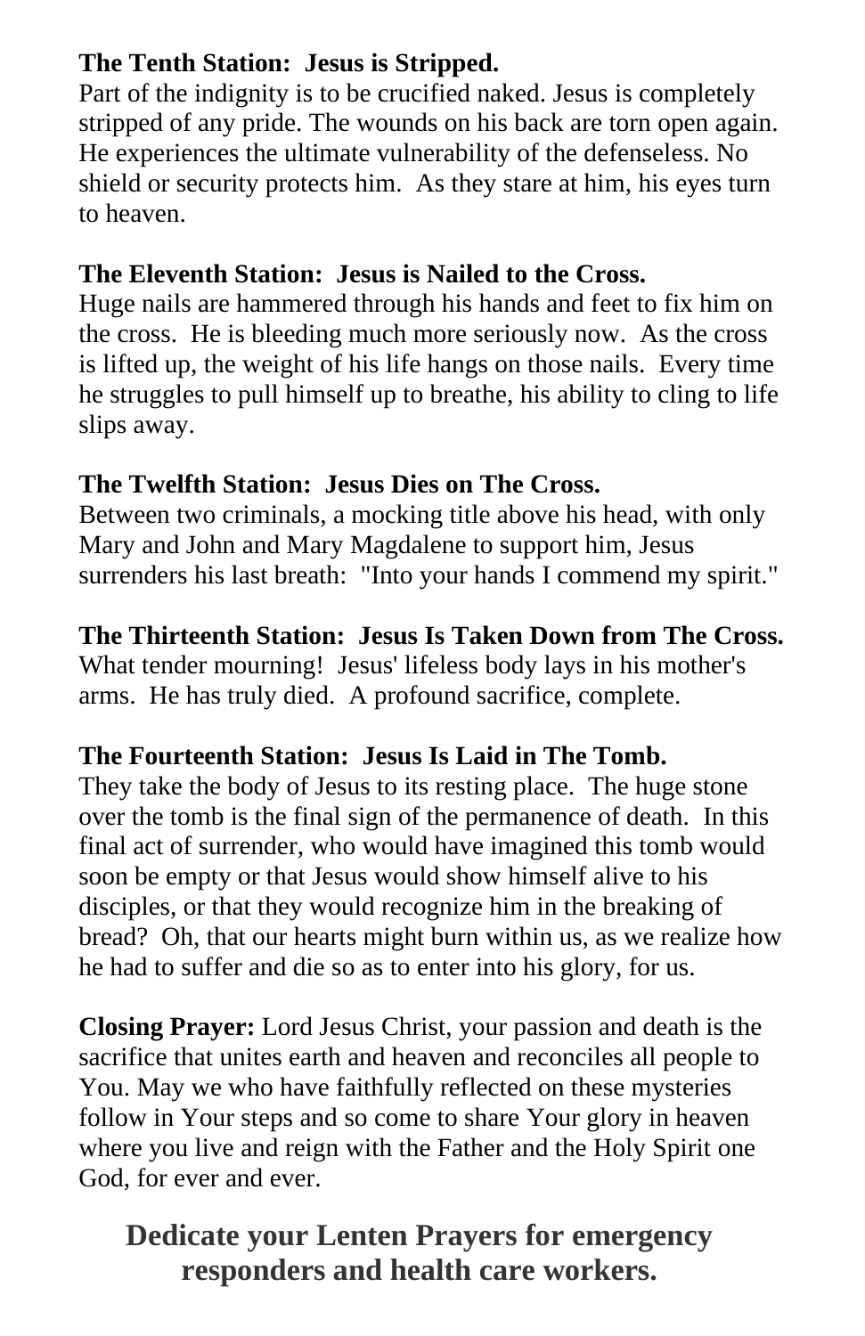**The Tenth Station: Jesus is Stripped.**
Part of the indignity is to be crucified naked. Jesus is completely stripped of any pride. The wounds on his back are torn open again. He experiences the ultimate vulnerability of the defenseless. No shield or security protects him. As they stare at him, his eyes turn to heaven.

**The Eleventh Station: Jesus is Nailed to the Cross.**
Huge nails are hammered through his hands and feet to fix him on the cross. He is bleeding much more seriously now. As the cross is lifted up, the weight of his life hangs on those nails. Every time he struggles to pull himself up to breathe, his ability to cling to life slips away.

**The Twelfth Station: Jesus Dies on The Cross.**
Between two criminals, a mocking title above his head, with only Mary and John and Mary Magdalene to support him, Jesus surrenders his last breath: "Into your hands I commend my spirit."

**The Thirteenth Station: Jesus Is Taken Down from The Cross.**
What tender mourning! Jesus' lifeless body lays in his mother's arms. He has truly died. A profound sacrifice, complete.

**The Fourteenth Station: Jesus Is Laid in The Tomb.**
They take the body of Jesus to its resting place. The huge stone over the tomb is the final sign of the permanence of death. In this final act of surrender, who would have imagined this tomb would soon be empty or that Jesus would show himself alive to his disciples, or that they would recognize him in the breaking of bread? Oh, that our hearts might burn within us, as we realize how he had to suffer and die so as to enter into his glory, for us.

**Closing Prayer:** Lord Jesus Christ, your passion and death is the sacrifice that unites earth and heaven and reconciles all people to You. May we who have faithfully reflected on these mysteries follow in Your steps and so come to share Your glory in heaven where you live and reign with the Father and the Holy Spirit one God, for ever and ever.

**Dedicate your Lenten Prayers for emergency responders and health care workers.**